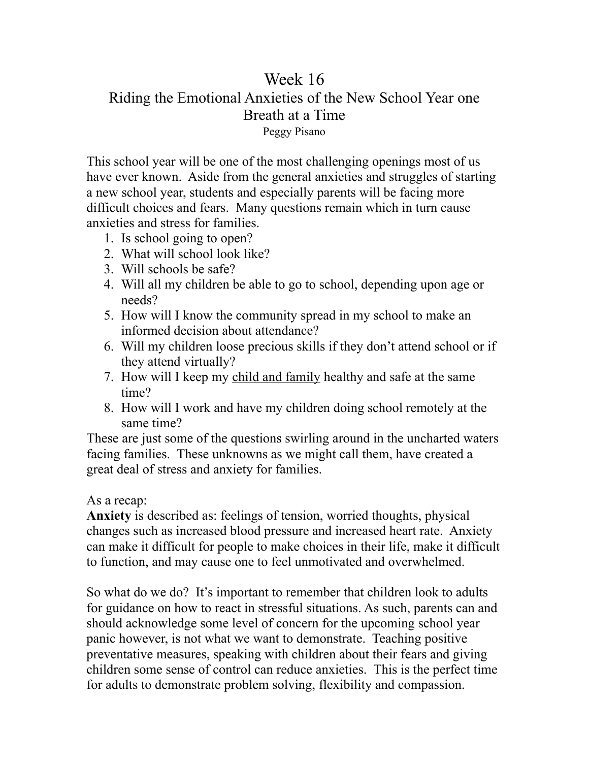# Week 16

## Riding the Emotional Anxieties of the New School Year one Breath at a Time

Peggy Pisano

This school year will be one of the most challenging openings most of us have ever known. Aside from the general anxieties and struggles of starting a new school year, students and especially parents will be facing more difficult choices and fears. Many questions remain which in turn cause anxieties and stress for families.

1. Is school going to open?
2. What will school look like?
3. Will schools be safe?
4. Will all my children be able to go to school, depending upon age or needs?
5. How will I know the community spread in my school to make an informed decision about attendance?
6. Will my children loose precious skills if they don't attend school or if they attend virtually?
7. How will I keep my <u>child and family</u> healthy and safe at the same time?
8. How will I work and have my children doing school remotely at the same time?

These are just some of the questions swirling around in the uncharted waters facing families. These unknowns as we might call them, have created a great deal of stress and anxiety for families.

As a recap:
**Anxiety** is described as: feelings of tension, worried thoughts, physical changes such as increased blood pressure and increased heart rate. Anxiety can make it difficult for people to make choices in their life, make it difficult to function, and may cause one to feel unmotivated and overwhelmed.

So what do we do? It's important to remember that children look to adults for guidance on how to react in stressful situations. As such, parents can and should acknowledge some level of concern for the upcoming school year panic however, is not what we want to demonstrate. Teaching positive preventative measures, speaking with children about their fears and giving children some sense of control can reduce anxieties. This is the perfect time for adults to demonstrate problem solving, flexibility and compassion.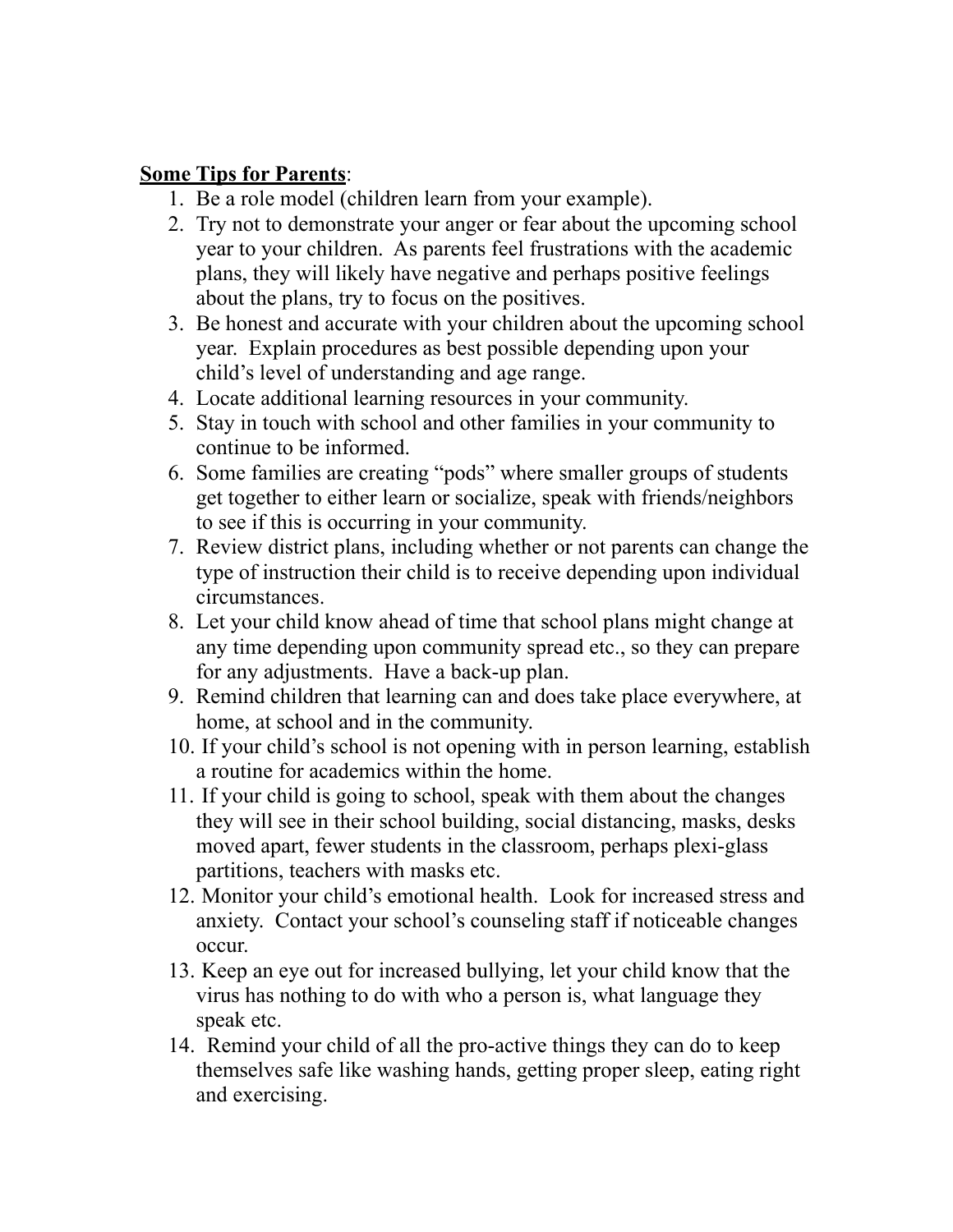<u>**Some Tips for Parents**</u>:

1. Be a role model (children learn from your example).
2. Try not to demonstrate your anger or fear about the upcoming school year to your children. As parents feel frustrations with the academic plans, they will likely have negative and perhaps positive feelings about the plans, try to focus on the positives.
3. Be honest and accurate with your children about the upcoming school year. Explain procedures as best possible depending upon your child's level of understanding and age range.
4. Locate additional learning resources in your community.
5. Stay in touch with school and other families in your community to continue to be informed.
6. Some families are creating "pods" where smaller groups of students get together to either learn or socialize, speak with friends/neighbors to see if this is occurring in your community.
7. Review district plans, including whether or not parents can change the type of instruction their child is to receive depending upon individual circumstances.
8. Let your child know ahead of time that school plans might change at any time depending upon community spread etc., so they can prepare for any adjustments. Have a back-up plan.
9. Remind children that learning can and does take place everywhere, at home, at school and in the community.
10. If your child's school is not opening with in person learning, establish a routine for academics within the home.
11. If your child is going to school, speak with them about the changes they will see in their school building, social distancing, masks, desks moved apart, fewer students in the classroom, perhaps plexi-glass partitions, teachers with masks etc.
12. Monitor your child's emotional health. Look for increased stress and anxiety. Contact your school's counseling staff if noticeable changes occur.
13. Keep an eye out for increased bullying, let your child know that the virus has nothing to do with who a person is, what language they speak etc.
14. Remind your child of all the pro-active things they can do to keep themselves safe like washing hands, getting proper sleep, eating right and exercising.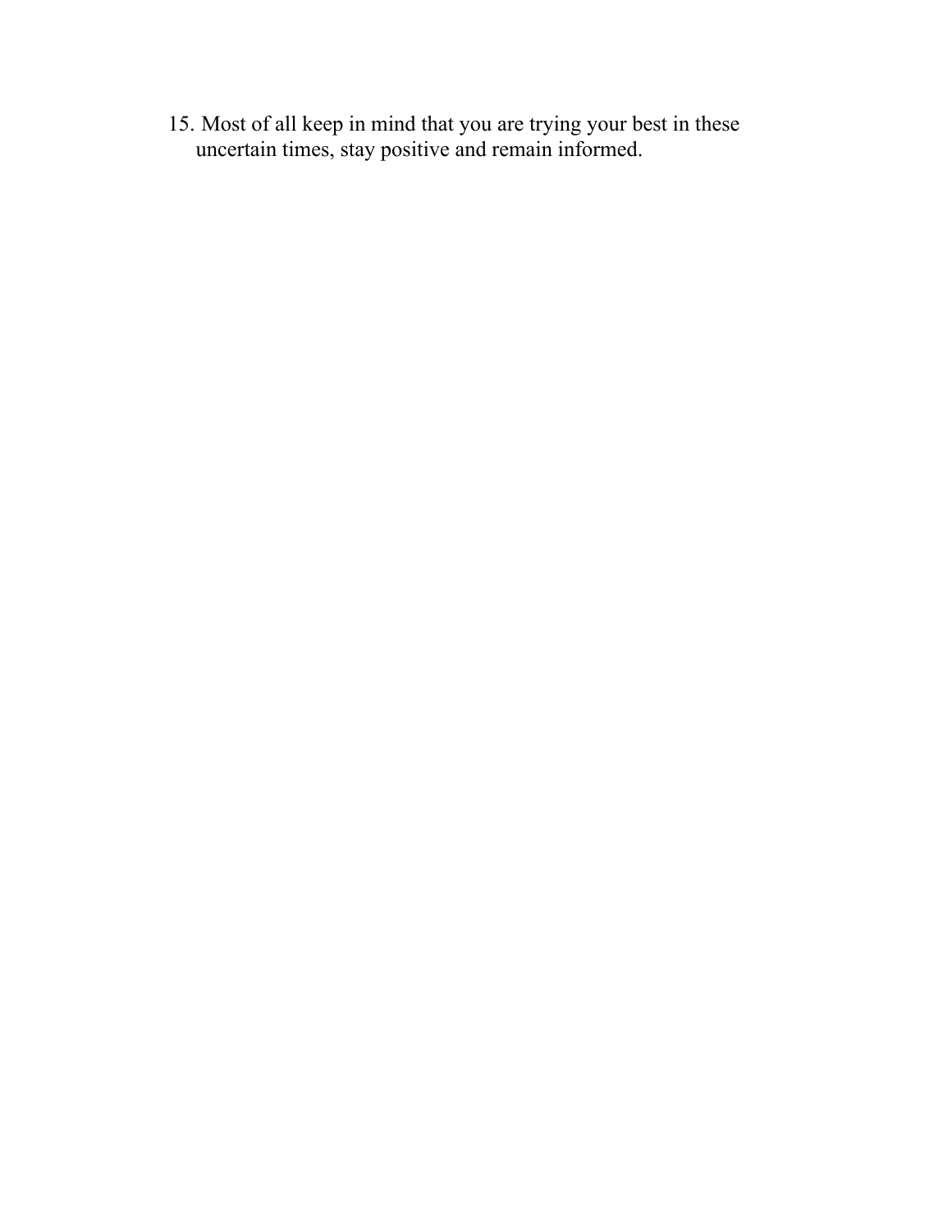15. Most of all keep in mind that you are trying your best in these uncertain times, stay positive and remain informed.